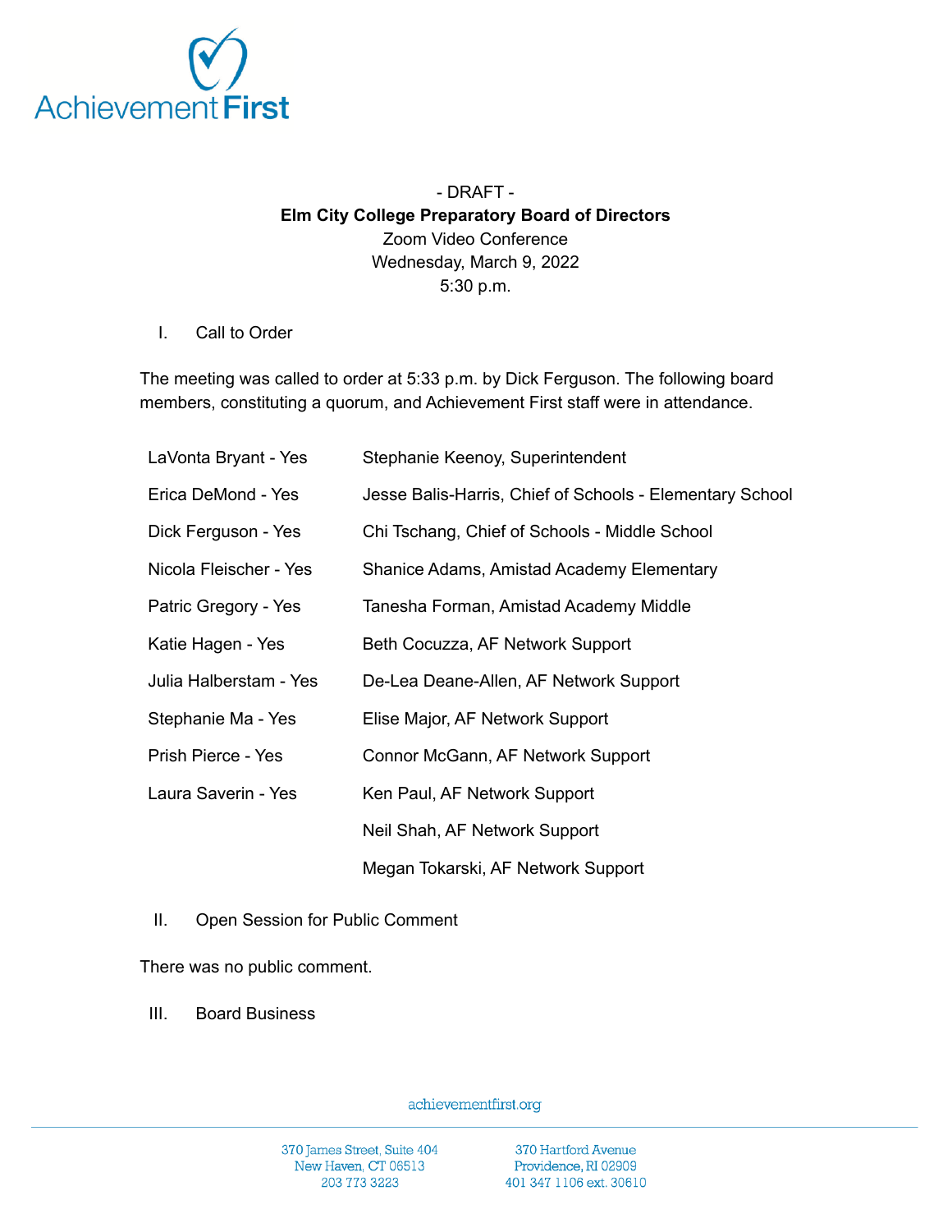- DRAFT -

**Elm City College Preparatory Board of Directors**

Zoom Video Conference

Wednesday, March 9, 2022

5:30 p.m.

I. Call to Order

The meeting was called to order at 5:33 p.m. by Dick Ferguson. The following board members, constituting a quorum, and Achievement First staff were in attendance.

| | |
|---|---|
| LaVonta Bryant - Yes | Stephanie Keenoy, Superintendent |
| Erica DeMond - Yes | Jesse Balis-Harris, Chief of Schools - Elementary School |
| Dick Ferguson - Yes | Chi Tschang, Chief of Schools - Middle School |
| Nicola Fleischer - Yes | Shanice Adams, Amistad Academy Elementary |
| Patric Gregory - Yes | Tanesha Forman, Amistad Academy Middle |
| Katie Hagen - Yes | Beth Cocuzza, AF Network Support |
| Julia Halberstam - Yes | De-Lea Deane-Allen, AF Network Support |
| Stephanie Ma - Yes | Elise Major, AF Network Support |
| Prish Pierce - Yes | Connor McGann, AF Network Support |
| Laura Saverin - Yes | Ken Paul, AF Network Support |
| | Neil Shah, AF Network Support |
| | Megan Tokarski, AF Network Support |

II. Open Session for Public Comment

There was no public comment.

III. Board Business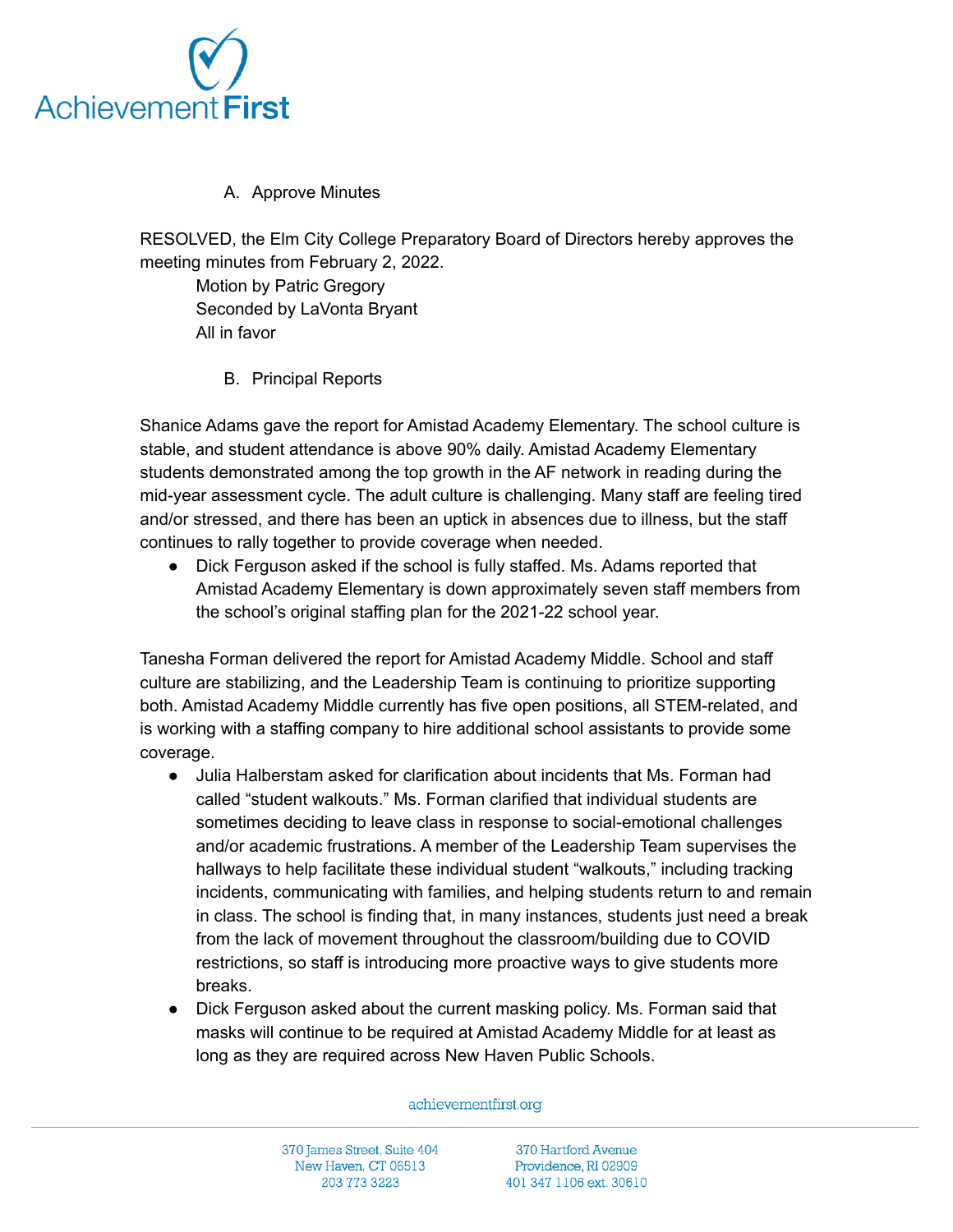A. Approve Minutes

RESOLVED, the Elm City College Preparatory Board of Directors hereby approves the meeting minutes from February 2, 2022.

Motion by Patric Gregory
Seconded by LaVonta Bryant
All in favor

B. Principal Reports

Shanice Adams gave the report for Amistad Academy Elementary. The school culture is stable, and student attendance is above 90% daily. Amistad Academy Elementary students demonstrated among the top growth in the AF network in reading during the mid-year assessment cycle. The adult culture is challenging. Many staff are feeling tired and/or stressed, and there has been an uptick in absences due to illness, but the staff continues to rally together to provide coverage when needed.

- Dick Ferguson asked if the school is fully staffed. Ms. Adams reported that Amistad Academy Elementary is down approximately seven staff members from the school's original staffing plan for the 2021-22 school year.

Tanesha Forman delivered the report for Amistad Academy Middle. School and staff culture are stabilizing, and the Leadership Team is continuing to prioritize supporting both. Amistad Academy Middle currently has five open positions, all STEM-related, and is working with a staffing company to hire additional school assistants to provide some coverage.

- Julia Halberstam asked for clarification about incidents that Ms. Forman had called "student walkouts." Ms. Forman clarified that individual students are sometimes deciding to leave class in response to social-emotional challenges and/or academic frustrations. A member of the Leadership Team supervises the hallways to help facilitate these individual student "walkouts," including tracking incidents, communicating with families, and helping students return to and remain in class. The school is finding that, in many instances, students just need a break from the lack of movement throughout the classroom/building due to COVID restrictions, so staff is introducing more proactive ways to give students more breaks.
- Dick Ferguson asked about the current masking policy. Ms. Forman said that masks will continue to be required at Amistad Academy Middle for at least as long as they are required across New Haven Public Schools.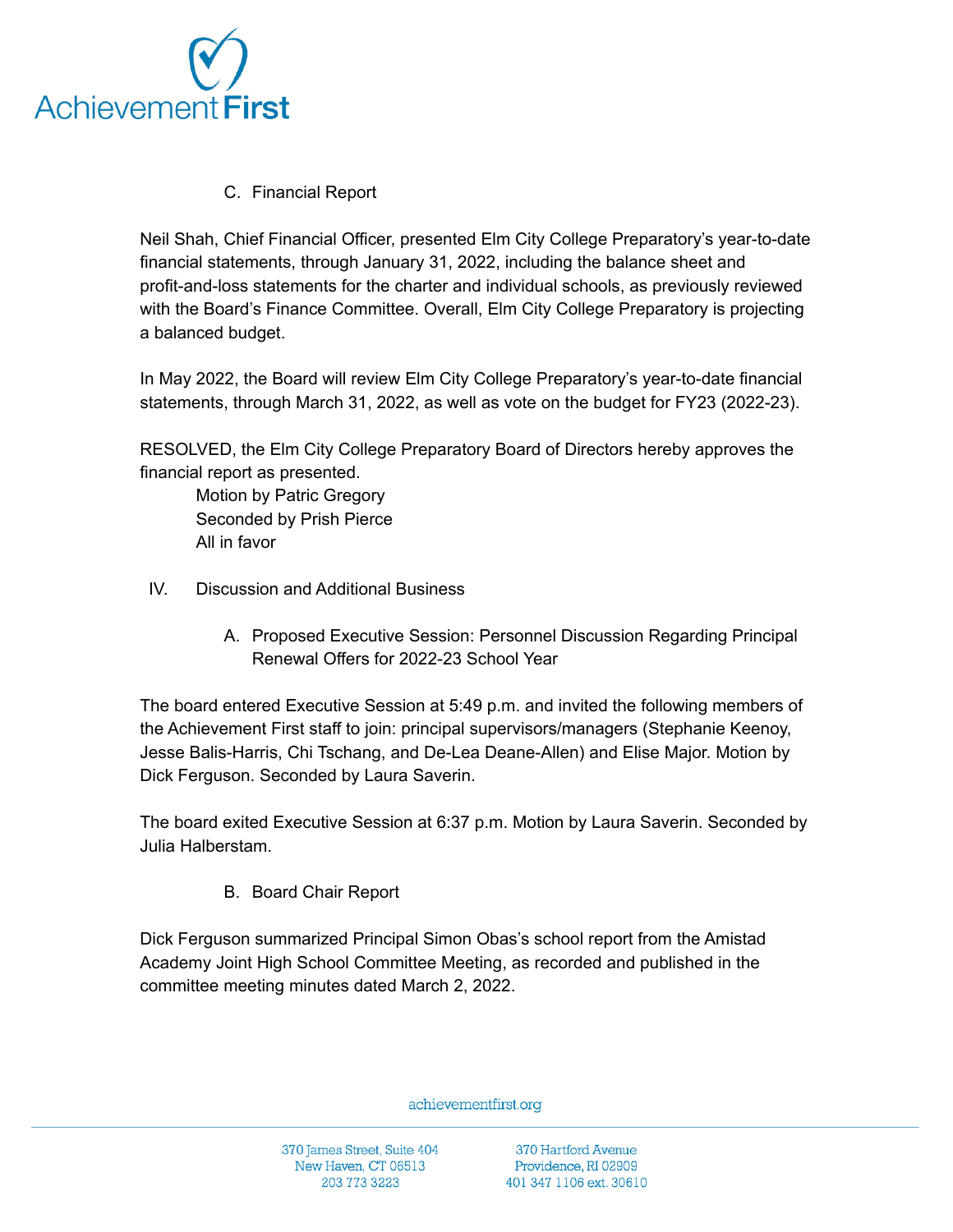C. Financial Report

Neil Shah, Chief Financial Officer, presented Elm City College Preparatory's year-to-date financial statements, through January 31, 2022, including the balance sheet and profit-and-loss statements for the charter and individual schools, as previously reviewed with the Board's Finance Committee. Overall, Elm City College Preparatory is projecting a balanced budget.

In May 2022, the Board will review Elm City College Preparatory's year-to-date financial statements, through March 31, 2022, as well as vote on the budget for FY23 (2022-23).

RESOLVED, the Elm City College Preparatory Board of Directors hereby approves the financial report as presented.

Motion by Patric Gregory
Seconded by Prish Pierce
All in favor

IV. Discussion and Additional Business

A. Proposed Executive Session: Personnel Discussion Regarding Principal Renewal Offers for 2022-23 School Year

The board entered Executive Session at 5:49 p.m. and invited the following members of the Achievement First staff to join: principal supervisors/managers (Stephanie Keenoy, Jesse Balis-Harris, Chi Tschang, and De-Lea Deane-Allen) and Elise Major. Motion by Dick Ferguson. Seconded by Laura Saverin.

The board exited Executive Session at 6:37 p.m. Motion by Laura Saverin. Seconded by Julia Halberstam.

B. Board Chair Report

Dick Ferguson summarized Principal Simon Obas's school report from the Amistad Academy Joint High School Committee Meeting, as recorded and published in the committee meeting minutes dated March 2, 2022.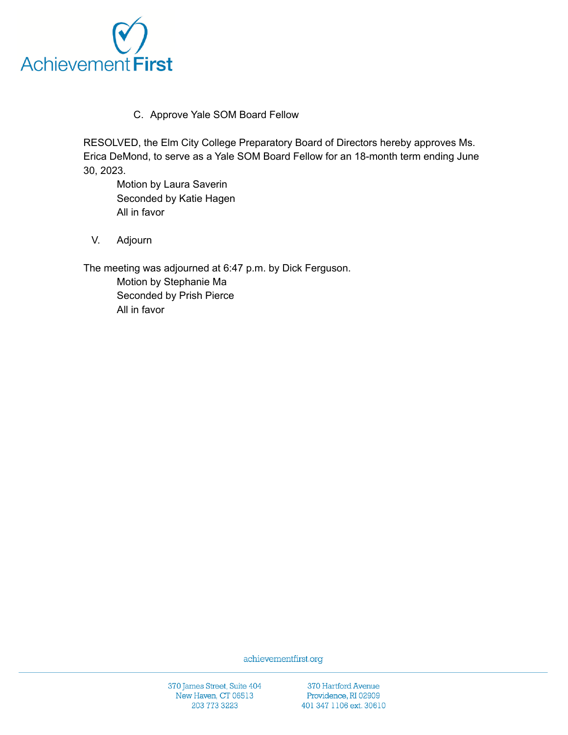C. Approve Yale SOM Board Fellow

RESOLVED, the Elm City College Preparatory Board of Directors hereby approves Ms. Erica DeMond, to serve as a Yale SOM Board Fellow for an 18-month term ending June 30, 2023.

Motion by Laura Saverin
Seconded by Katie Hagen
All in favor

V. Adjourn

The meeting was adjourned at 6:47 p.m. by Dick Ferguson.

Motion by Stephanie Ma
Seconded by Prish Pierce
All in favor